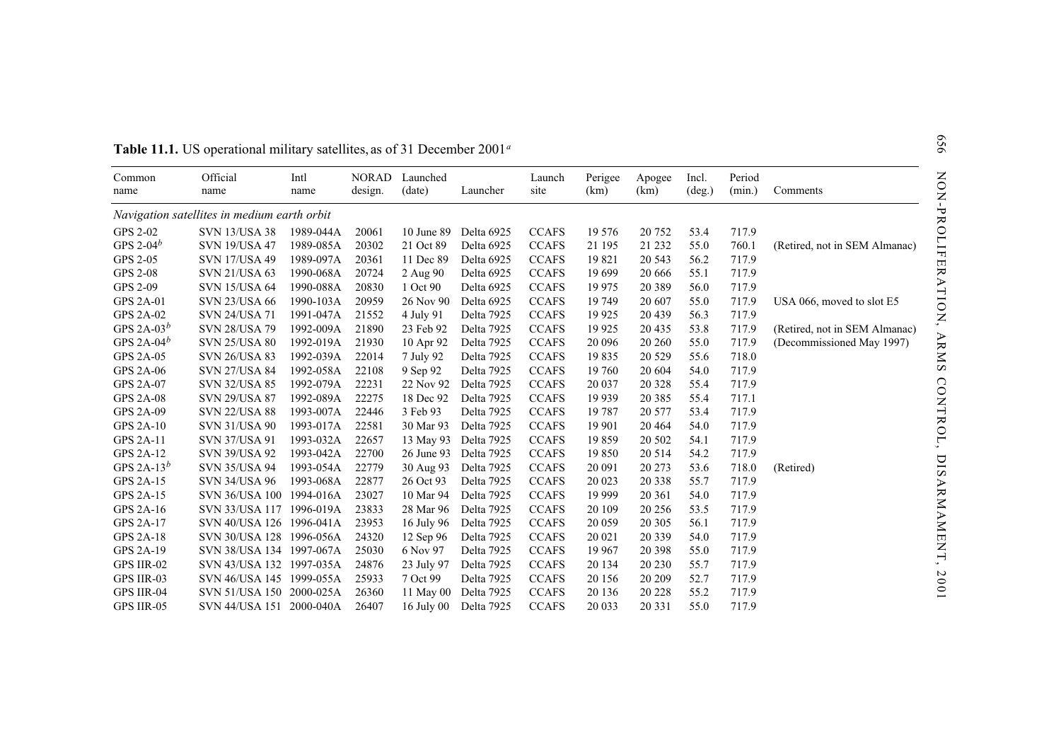**Table 11.1.** US operational military satellites, as of 31 December 2001[a]

| Common name | Official name | Intl name | NORAD design. | Launched (date) | Launcher | Launch site | Perigee (km) | Apogee (km) | Incl. (deg.) | Period (min.) | Comments |
|---|---|---|---|---|---|---|---|---|---|---|---|
| *Navigation satellites in medium earth orbit* | | | | | | | | | | | |
| GPS 2-02 | SVN 13/USA 38 | 1989-044A | 20061 | 10 June 89 | Delta 6925 | CCAFS | 19 576 | 20 752 | 53.4 | 717.9 | |
| GPS 2-04[b] | SVN 19/USA 47 | 1989-085A | 20302 | 21 Oct 89 | Delta 6925 | CCAFS | 21 195 | 21 232 | 55.0 | 760.1 | (Retired, not in SEM Almanac) |
| GPS 2-05 | SVN 17/USA 49 | 1989-097A | 20361 | 11 Dec 89 | Delta 6925 | CCAFS | 19 821 | 20 543 | 56.2 | 717.9 | |
| GPS 2-08 | SVN 21/USA 63 | 1990-068A | 20724 | 2 Aug 90 | Delta 6925 | CCAFS | 19 699 | 20 666 | 55.1 | 717.9 | |
| GPS 2-09 | SVN 15/USA 64 | 1990-088A | 20830 | 1 Oct 90 | Delta 6925 | CCAFS | 19 975 | 20 389 | 56.0 | 717.9 | |
| GPS 2A-01 | SVN 23/USA 66 | 1990-103A | 20959 | 26 Nov 90 | Delta 6925 | CCAFS | 19 749 | 20 607 | 55.0 | 717.9 | USA 066, moved to slot E5 |
| GPS 2A-02 | SVN 24/USA 71 | 1991-047A | 21552 | 4 July 91 | Delta 7925 | CCAFS | 19 925 | 20 439 | 56.3 | 717.9 | |
| GPS 2A-03[b] | SVN 28/USA 79 | 1992-009A | 21890 | 23 Feb 92 | Delta 7925 | CCAFS | 19 925 | 20 435 | 53.8 | 717.9 | (Retired, not in SEM Almanac) |
| GPS 2A-04[b] | SVN 25/USA 80 | 1992-019A | 21930 | 10 Apr 92 | Delta 7925 | CCAFS | 20 096 | 20 260 | 55.0 | 717.9 | (Decommissioned May 1997) |
| GPS 2A-05 | SVN 26/USA 83 | 1992-039A | 22014 | 7 July 92 | Delta 7925 | CCAFS | 19 835 | 20 529 | 55.6 | 718.0 | |
| GPS 2A-06 | SVN 27/USA 84 | 1992-058A | 22108 | 9 Sep 92 | Delta 7925 | CCAFS | 19 760 | 20 604 | 54.0 | 717.9 | |
| GPS 2A-07 | SVN 32/USA 85 | 1992-079A | 22231 | 22 Nov 92 | Delta 7925 | CCAFS | 20 037 | 20 328 | 55.4 | 717.9 | |
| GPS 2A-08 | SVN 29/USA 87 | 1992-089A | 22275 | 18 Dec 92 | Delta 7925 | CCAFS | 19 939 | 20 385 | 55.4 | 717.1 | |
| GPS 2A-09 | SVN 22/USA 88 | 1993-007A | 22446 | 3 Feb 93 | Delta 7925 | CCAFS | 19 787 | 20 577 | 53.4 | 717.9 | |
| GPS 2A-10 | SVN 31/USA 90 | 1993-017A | 22581 | 30 Mar 93 | Delta 7925 | CCAFS | 19 901 | 20 464 | 54.0 | 717.9 | |
| GPS 2A-11 | SVN 37/USA 91 | 1993-032A | 22657 | 13 May 93 | Delta 7925 | CCAFS | 19 859 | 20 502 | 54.1 | 717.9 | |
| GPS 2A-12 | SVN 39/USA 92 | 1993-042A | 22700 | 26 June 93 | Delta 7925 | CCAFS | 19 850 | 20 514 | 54.2 | 717.9 | |
| GPS 2A-13[b] | SVN 35/USA 94 | 1993-054A | 22779 | 30 Aug 93 | Delta 7925 | CCAFS | 20 091 | 20 273 | 53.6 | 718.0 | (Retired) |
| GPS 2A-15 | SVN 34/USA 96 | 1993-068A | 22877 | 26 Oct 93 | Delta 7925 | CCAFS | 20 023 | 20 338 | 55.7 | 717.9 | |
| GPS 2A-15 | SVN 36/USA 100 | 1994-016A | 23027 | 10 Mar 94 | Delta 7925 | CCAFS | 19 999 | 20 361 | 54.0 | 717.9 | |
| GPS 2A-16 | SVN 33/USA 117 | 1996-019A | 23833 | 28 Mar 96 | Delta 7925 | CCAFS | 20 109 | 20 256 | 53.5 | 717.9 | |
| GPS 2A-17 | SVN 40/USA 126 | 1996-041A | 23953 | 16 July 96 | Delta 7925 | CCAFS | 20 059 | 20 305 | 56.1 | 717.9 | |
| GPS 2A-18 | SVN 30/USA 128 | 1996-056A | 24320 | 12 Sep 96 | Delta 7925 | CCAFS | 20 021 | 20 339 | 54.0 | 717.9 | |
| GPS 2A-19 | SVN 38/USA 134 | 1997-067A | 25030 | 6 Nov 97 | Delta 7925 | CCAFS | 19 967 | 20 398 | 55.0 | 717.9 | |
| GPS IIR-02 | SVN 43/USA 132 | 1997-035A | 24876 | 23 July 97 | Delta 7925 | CCAFS | 20 134 | 20 230 | 55.7 | 717.9 | |
| GPS IIR-03 | SVN 46/USA 145 | 1999-055A | 25933 | 7 Oct 99 | Delta 7925 | CCAFS | 20 156 | 20 209 | 52.7 | 717.9 | |
| GPS IIR-04 | SVN 51/USA 150 | 2000-025A | 26360 | 11 May 00 | Delta 7925 | CCAFS | 20 136 | 20 228 | 55.2 | 717.9 | |
| GPS IIR-05 | SVN 44/USA 151 | 2000-040A | 26407 | 16 July 00 | Delta 7925 | CCAFS | 20 033 | 20 331 | 55.0 | 717.9 | |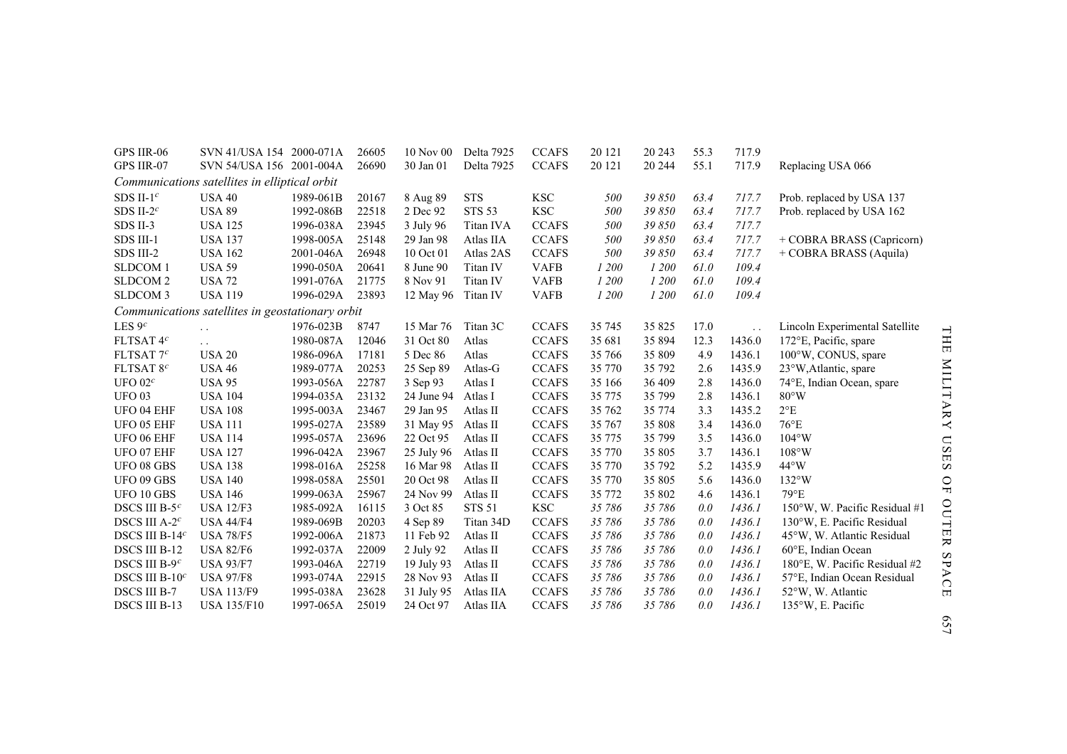| | | | | | | | | | | | |
|---|---|---|---|---|---|---|---|---|---|---|---|
| GPS IIR-06 | SVN 41/USA 154 | 2000-071A | 26605 | 10 Nov 00 | Delta 7925 | CCAFS | 20 121 | 20 243 | 55.3 | 717.9 | |
| GPS IIR-07 | SVN 54/USA 156 | 2001-004A | 26690 | 30 Jan 01 | Delta 7925 | CCAFS | 20 121 | 20 244 | 55.1 | 717.9 | Replacing USA 066 |
| *Communications satellites in elliptical orbit* | | | | | | | | | | | |
| SDS II-1[c] | USA 40 | 1989-061B | 20167 | 8 Aug 89 | STS | KSC | *500* | *39 850* | *63.4* | *717.7* | Prob. replaced by USA 137 |
| SDS II-2[c] | USA 89 | 1992-086B | 22518 | 2 Dec 92 | STS 53 | KSC | *500* | *39 850* | *63.4* | *717.7* | Prob. replaced by USA 162 |
| SDS II-3 | USA 125 | 1996-038A | 23945 | 3 July 96 | Titan IVA | CCAFS | *500* | *39 850* | *63.4* | *717.7* | |
| SDS III-1 | USA 137 | 1998-005A | 25148 | 29 Jan 98 | Atlas IIA | CCAFS | *500* | *39 850* | *63.4* | *717.7* | + COBRA BRASS (Capricorn) |
| SDS III-2 | USA 162 | 2001-046A | 26948 | 10 Oct 01 | Atlas 2AS | CCAFS | *500* | *39 850* | *63.4* | *717.7* | + COBRA BRASS (Aquila) |
| SLDCOM 1 | USA 59 | 1990-050A | 20641 | 8 June 90 | Titan IV | VAFB | *1 200* | *1 200* | *61.0* | *109.4* | |
| SLDCOM 2 | USA 72 | 1991-076A | 21775 | 8 Nov 91 | Titan IV | VAFB | *1 200* | *1 200* | *61.0* | *109.4* | |
| SLDCOM 3 | USA 119 | 1996-029A | 23893 | 12 May 96 | Titan IV | VAFB | *1 200* | *1 200* | *61.0* | *109.4* | |
| *Communications satellites in geostationary orbit* | | | | | | | | | | | |
| LES 9[c] | . . | 1976-023B | 8747 | 15 Mar 76 | Titan 3C | CCAFS | 35 745 | 35 825 | 17.0 | . . | Lincoln Experimental Satellite |
| FLTSAT 4[c] | . . | 1980-087A | 12046 | 31 Oct 80 | Atlas | CCAFS | 35 681 | 35 894 | 12.3 | 1436.0 | 172°E, Pacific, spare |
| FLTSAT 7[c] | USA 20 | 1986-096A | 17181 | 5 Dec 86 | Atlas | CCAFS | 35 766 | 35 809 | 4.9 | 1436.1 | 100°W, CONUS, spare |
| FLTSAT 8[c] | USA 46 | 1989-077A | 20253 | 25 Sep 89 | Atlas-G | CCAFS | 35 770 | 35 792 | 2.6 | 1435.9 | 23°W,Atlantic, spare |
| UFO 02[c] | USA 95 | 1993-056A | 22787 | 3 Sep 93 | Atlas I | CCAFS | 35 166 | 36 409 | 2.8 | 1436.0 | 74°E, Indian Ocean, spare |
| UFO 03 | USA 104 | 1994-035A | 23132 | 24 June 94 | Atlas I | CCAFS | 35 775 | 35 799 | 2.8 | 1436.1 | 80°W |
| UFO 04 EHF | USA 108 | 1995-003A | 23467 | 29 Jan 95 | Atlas II | CCAFS | 35 762 | 35 774 | 3.3 | 1435.2 | 2°E |
| UFO 05 EHF | USA 111 | 1995-027A | 23589 | 31 May 95 | Atlas II | CCAFS | 35 767 | 35 808 | 3.4 | 1436.0 | 76°E |
| UFO 06 EHF | USA 114 | 1995-057A | 23696 | 22 Oct 95 | Atlas II | CCAFS | 35 775 | 35 799 | 3.5 | 1436.0 | 104°W |
| UFO 07 EHF | USA 127 | 1996-042A | 23967 | 25 July 96 | Atlas II | CCAFS | 35 770 | 35 805 | 3.7 | 1436.1 | 108°W |
| UFO 08 GBS | USA 138 | 1998-016A | 25258 | 16 Mar 98 | Atlas II | CCAFS | 35 770 | 35 792 | 5.2 | 1435.9 | 44°W |
| UFO 09 GBS | USA 140 | 1998-058A | 25501 | 20 Oct 98 | Atlas II | CCAFS | 35 770 | 35 805 | 5.6 | 1436.0 | 132°W |
| UFO 10 GBS | USA 146 | 1999-063A | 25967 | 24 Nov 99 | Atlas II | CCAFS | 35 772 | 35 802 | 4.6 | 1436.1 | 79°E |
| DSCS III B-5[c] | USA 12/F3 | 1985-092A | 16115 | 3 Oct 85 | STS 51 | KSC | *35 786* | *35 786* | *0.0* | *1436.1* | 150°W, W. Pacific Residual #1 |
| DSCS III A-2[c] | USA 44/F4 | 1989-069B | 20203 | 4 Sep 89 | Titan 34D | CCAFS | *35 786* | *35 786* | *0.0* | *1436.1* | 130°W, E. Pacific Residual |
| DSCS III B-14[c] | USA 78/F5 | 1992-006A | 21873 | 11 Feb 92 | Atlas II | CCAFS | *35 786* | *35 786* | *0.0* | *1436.1* | 45°W, W. Atlantic Residual |
| DSCS III B-12 | USA 82/F6 | 1992-037A | 22009 | 2 July 92 | Atlas II | CCAFS | *35 786* | *35 786* | *0.0* | *1436.1* | 60°E, Indian Ocean |
| DSCS III B-9[c] | USA 93/F7 | 1993-046A | 22719 | 19 July 93 | Atlas II | CCAFS | *35 786* | *35 786* | *0.0* | *1436.1* | 180°E, W. Pacific Residual #2 |
| DSCS III B-10[c] | USA 97/F8 | 1993-074A | 22915 | 28 Nov 93 | Atlas II | CCAFS | *35 786* | *35 786* | *0.0* | *1436.1* | 57°E, Indian Ocean Residual |
| DSCS III B-7 | USA 113/F9 | 1995-038A | 23628 | 31 July 95 | Atlas IIA | CCAFS | *35 786* | *35 786* | *0.0* | *1436.1* | 52°W, W. Atlantic |
| DSCS III B-13 | USA 135/F10 | 1997-065A | 25019 | 24 Oct 97 | Atlas IIA | CCAFS | *35 786* | *35 786* | *0.0* | *1436.1* | 135°W, E. Pacific |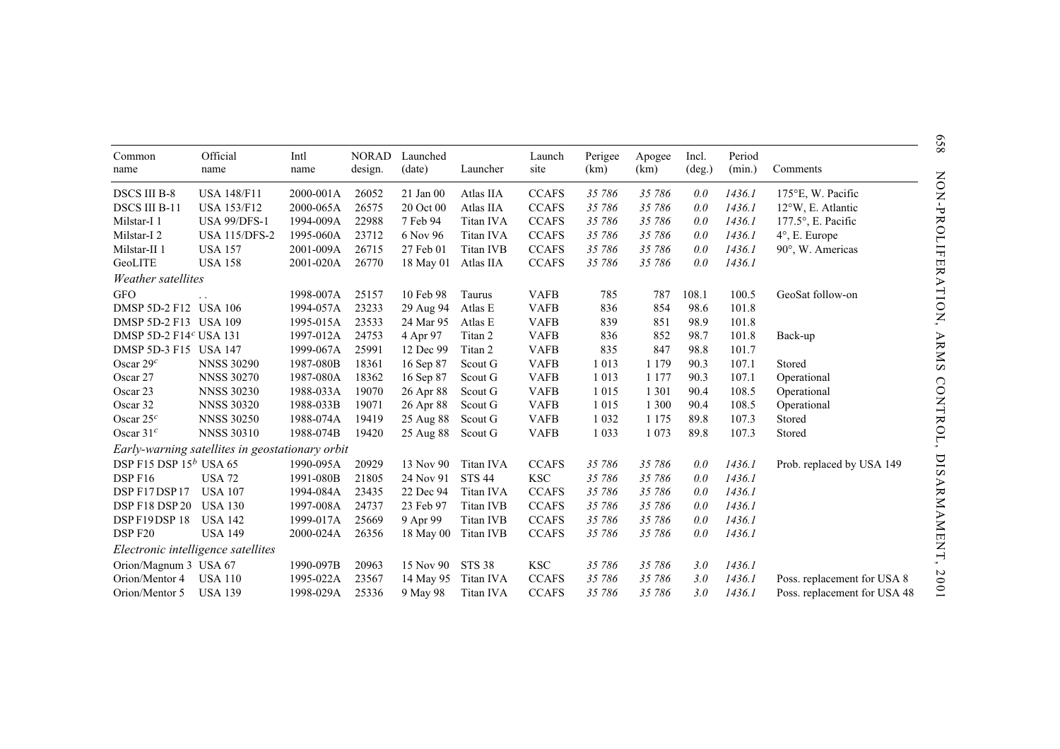| Common name | Official name | Intl name | NORAD design. | Launched (date) | Launcher | Launch site | Perigee (km) | Apogee (km) | Incl. (deg.) | Period (min.) | Comments |
|---|---|---|---|---|---|---|---|---|---|---|---|
| DSCS III B-8 | USA 148/F11 | 2000-001A | 26052 | 21 Jan 00 | Atlas IIA | CCAFS | *35 786* | *35 786* | *0.0* | *1436.1* | 175°E, W. Pacific |
| DSCS III B-11 | USA 153/F12 | 2000-065A | 26575 | 20 Oct 00 | Atlas IIA | CCAFS | *35 786* | *35 786* | *0.0* | *1436.1* | 12°W, E. Atlantic |
| Milstar-I 1 | USA 99/DFS-1 | 1994-009A | 22988 | 7 Feb 94 | Titan IVA | CCAFS | *35 786* | *35 786* | *0.0* | *1436.1* | 177.5°, E. Pacific |
| Milstar-I 2 | USA 115/DFS-2 | 1995-060A | 23712 | 6 Nov 96 | Titan IVA | CCAFS | *35 786* | *35 786* | *0.0* | *1436.1* | 4°, E. Europe |
| Milstar-II 1 | USA 157 | 2001-009A | 26715 | 27 Feb 01 | Titan IVB | CCAFS | *35 786* | *35 786* | *0.0* | *1436.1* | 90°, W. Americas |
| GeoLITE | USA 158 | 2001-020A | 26770 | 18 May 01 | Atlas IIA | CCAFS | *35 786* | *35 786* | *0.0* | *1436.1* | |
| *Weather satellites* | | | | | | | | | | | |
| GFO | . . | 1998-007A | 25157 | 10 Feb 98 | Taurus | VAFB | 785 | 787 | 108.1 | 100.5 | GeoSat follow-on |
| DMSP 5D-2 F12 | USA 106 | 1994-057A | 23233 | 29 Aug 94 | Atlas E | VAFB | 836 | 854 | 98.6 | 101.8 | |
| DMSP 5D-2 F13 | USA 109 | 1995-015A | 23533 | 24 Mar 95 | Atlas E | VAFB | 839 | 851 | 98.9 | 101.8 | |
| DMSP 5D-2 F14[c] | USA 131 | 1997-012A | 24753 | 4 Apr 97 | Titan 2 | VAFB | 836 | 852 | 98.7 | 101.8 | Back-up |
| DMSP 5D-3 F15 | USA 147 | 1999-067A | 25991 | 12 Dec 99 | Titan 2 | VAFB | 835 | 847 | 98.8 | 101.7 | |
| Oscar 29[c] | NNSS 30290 | 1987-080B | 18361 | 16 Sep 87 | Scout G | VAFB | 1 013 | 1 179 | 90.3 | 107.1 | Stored |
| Oscar 27 | NNSS 30270 | 1987-080A | 18362 | 16 Sep 87 | Scout G | VAFB | 1 013 | 1 177 | 90.3 | 107.1 | Operational |
| Oscar 23 | NNSS 30230 | 1988-033A | 19070 | 26 Apr 88 | Scout G | VAFB | 1 015 | 1 301 | 90.4 | 108.5 | Operational |
| Oscar 32 | NNSS 30320 | 1988-033B | 19071 | 26 Apr 88 | Scout G | VAFB | 1 015 | 1 300 | 90.4 | 108.5 | Operational |
| Oscar 25[c] | NNSS 30250 | 1988-074A | 19419 | 25 Aug 88 | Scout G | VAFB | 1 032 | 1 175 | 89.8 | 107.3 | Stored |
| Oscar 31[c] | NNSS 30310 | 1988-074B | 19420 | 25 Aug 88 | Scout G | VAFB | 1 033 | 1 073 | 89.8 | 107.3 | Stored |
| *Early-warning satellites in geostationary orbit* | | | | | | | | | | | |
| DSP F15 DSP 15[b] | USA 65 | 1990-095A | 20929 | 13 Nov 90 | Titan IVA | CCAFS | *35 786* | *35 786* | *0.0* | *1436.1* | Prob. replaced by USA 149 |
| DSP F16 | USA 72 | 1991-080B | 21805 | 24 Nov 91 | STS 44 | KSC | *35 786* | *35 786* | *0.0* | *1436.1* | |
| DSP F17 DSP 17 | USA 107 | 1994-084A | 23435 | 22 Dec 94 | Titan IVA | CCAFS | *35 786* | *35 786* | *0.0* | *1436.1* | |
| DSP F18 DSP 20 | USA 130 | 1997-008A | 24737 | 23 Feb 97 | Titan IVB | CCAFS | *35 786* | *35 786* | *0.0* | *1436.1* | |
| DSP F19 DSP 18 | USA 142 | 1999-017A | 25669 | 9 Apr 99 | Titan IVB | CCAFS | *35 786* | *35 786* | *0.0* | *1436.1* | |
| DSP F20 | USA 149 | 2000-024A | 26356 | 18 May 00 | Titan IVB | CCAFS | *35 786* | *35 786* | *0.0* | *1436.1* | |
| *Electronic intelligence satellites* | | | | | | | | | | | |
| Orion/Magnum 3 | USA 67 | 1990-097B | 20963 | 15 Nov 90 | STS 38 | KSC | *35 786* | *35 786* | *3.0* | *1436.1* | |
| Orion/Mentor 4 | USA 110 | 1995-022A | 23567 | 14 May 95 | Titan IVA | CCAFS | *35 786* | *35 786* | *3.0* | *1436.1* | Poss. replacement for USA 8 |
| Orion/Mentor 5 | USA 139 | 1998-029A | 25336 | 9 May 98 | Titan IVA | CCAFS | *35 786* | *35 786* | *3.0* | *1436.1* | Poss. replacement for USA 48 |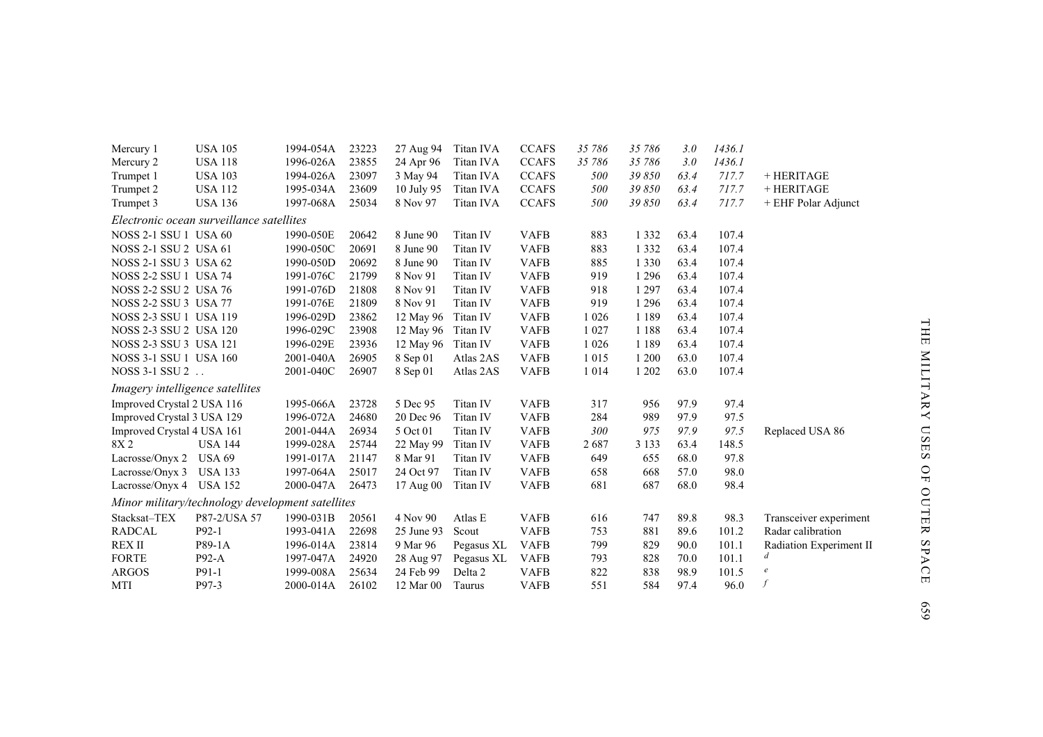| | | | | | | | | | | | |
|---|---|---|---|---|---|---|---|---|---|---|---|
| Mercury 1 | USA 105 | 1994-054A | 23223 | 27 Aug 94 | Titan IVA | CCAFS | *35 786* | *35 786* | *3.0* | *1436.1* | |
| Mercury 2 | USA 118 | 1996-026A | 23855 | 24 Apr 96 | Titan IVA | CCAFS | *35 786* | *35 786* | *3.0* | *1436.1* | |
| Trumpet 1 | USA 103 | 1994-026A | 23097 | 3 May 94 | Titan IVA | CCAFS | *500* | *39 850* | *63.4* | *717.7* | + HERITAGE |
| Trumpet 2 | USA 112 | 1995-034A | 23609 | 10 July 95 | Titan IVA | CCAFS | *500* | *39 850* | *63.4* | *717.7* | + HERITAGE |
| Trumpet 3 | USA 136 | 1997-068A | 25034 | 8 Nov 97 | Titan IVA | CCAFS | *500* | *39 850* | *63.4* | *717.7* | + EHF Polar Adjunct |
| *Electronic ocean surveillance satellites* | | | | | | | | | | | |
| NOSS 2-1 SSU 1 | USA 60 | 1990-050E | 20642 | 8 June 90 | Titan IV | VAFB | 883 | 1 332 | 63.4 | 107.4 | |
| NOSS 2-1 SSU 2 | USA 61 | 1990-050C | 20691 | 8 June 90 | Titan IV | VAFB | 883 | 1 332 | 63.4 | 107.4 | |
| NOSS 2-1 SSU 3 | USA 62 | 1990-050D | 20692 | 8 June 90 | Titan IV | VAFB | 885 | 1 330 | 63.4 | 107.4 | |
| NOSS 2-2 SSU 1 | USA 74 | 1991-076C | 21799 | 8 Nov 91 | Titan IV | VAFB | 919 | 1 296 | 63.4 | 107.4 | |
| NOSS 2-2 SSU 2 | USA 76 | 1991-076D | 21808 | 8 Nov 91 | Titan IV | VAFB | 918 | 1 297 | 63.4 | 107.4 | |
| NOSS 2-2 SSU 3 | USA 77 | 1991-076E | 21809 | 8 Nov 91 | Titan IV | VAFB | 919 | 1 296 | 63.4 | 107.4 | |
| NOSS 2-3 SSU 1 | USA 119 | 1996-029D | 23862 | 12 May 96 | Titan IV | VAFB | 1 026 | 1 189 | 63.4 | 107.4 | |
| NOSS 2-3 SSU 2 | USA 120 | 1996-029C | 23908 | 12 May 96 | Titan IV | VAFB | 1 027 | 1 188 | 63.4 | 107.4 | |
| NOSS 2-3 SSU 3 | USA 121 | 1996-029E | 23936 | 12 May 96 | Titan IV | VAFB | 1 026 | 1 189 | 63.4 | 107.4 | |
| NOSS 3-1 SSU 1 | USA 160 | 2001-040A | 26905 | 8 Sep 01 | Atlas 2AS | VAFB | 1 015 | 1 200 | 63.0 | 107.4 | |
| NOSS 3-1 SSU 2 | . . | 2001-040C | 26907 | 8 Sep 01 | Atlas 2AS | VAFB | 1 014 | 1 202 | 63.0 | 107.4 | |
| *Imagery intelligence satellites* | | | | | | | | | | | |
| Improved Crystal 2 | USA 116 | 1995-066A | 23728 | 5 Dec 95 | Titan IV | VAFB | 317 | 956 | 97.9 | 97.4 | |
| Improved Crystal 3 | USA 129 | 1996-072A | 24680 | 20 Dec 96 | Titan IV | VAFB | 284 | 989 | 97.9 | 97.5 | |
| Improved Crystal 4 | USA 161 | 2001-044A | 26934 | 5 Oct 01 | Titan IV | VAFB | *300* | *975* | *97.9* | *97.5* | Replaced USA 86 |
| 8X 2 | USA 144 | 1999-028A | 25744 | 22 May 99 | Titan IV | VAFB | 2 687 | 3 133 | 63.4 | 148.5 | |
| Lacrosse/Onyx 2 | USA 69 | 1991-017A | 21147 | 8 Mar 91 | Titan IV | VAFB | 649 | 655 | 68.0 | 97.8 | |
| Lacrosse/Onyx 3 | USA 133 | 1997-064A | 25017 | 24 Oct 97 | Titan IV | VAFB | 658 | 668 | 57.0 | 98.0 | |
| Lacrosse/Onyx 4 | USA 152 | 2000-047A | 26473 | 17 Aug 00 | Titan IV | VAFB | 681 | 687 | 68.0 | 98.4 | |
| *Minor military/technology development satellites* | | | | | | | | | | | |
| Stacksat–TEX | P87-2/USA 57 | 1990-031B | 20561 | 4 Nov 90 | Atlas E | VAFB | 616 | 747 | 89.8 | 98.3 | Transceiver experiment |
| RADCAL | P92-1 | 1993-041A | 22698 | 25 June 93 | Scout | VAFB | 753 | 881 | 89.6 | 101.2 | Radar calibration |
| REX II | P89-1A | 1996-014A | 23814 | 9 Mar 96 | Pegasus XL | VAFB | 799 | 829 | 90.0 | 101.1 | Radiation Experiment II |
| FORTE | P92-A | 1997-047A | 24920 | 28 Aug 97 | Pegasus XL | VAFB | 793 | 828 | 70.0 | 101.1 | [d] |
| ARGOS | P91-1 | 1999-008A | 25634 | 24 Feb 99 | Delta 2 | VAFB | 822 | 838 | 98.9 | 101.5 | [e] |
| MTI | P97-3 | 2000-014A | 26102 | 12 Mar 00 | Taurus | VAFB | 551 | 584 | 97.4 | 96.0 | [f] |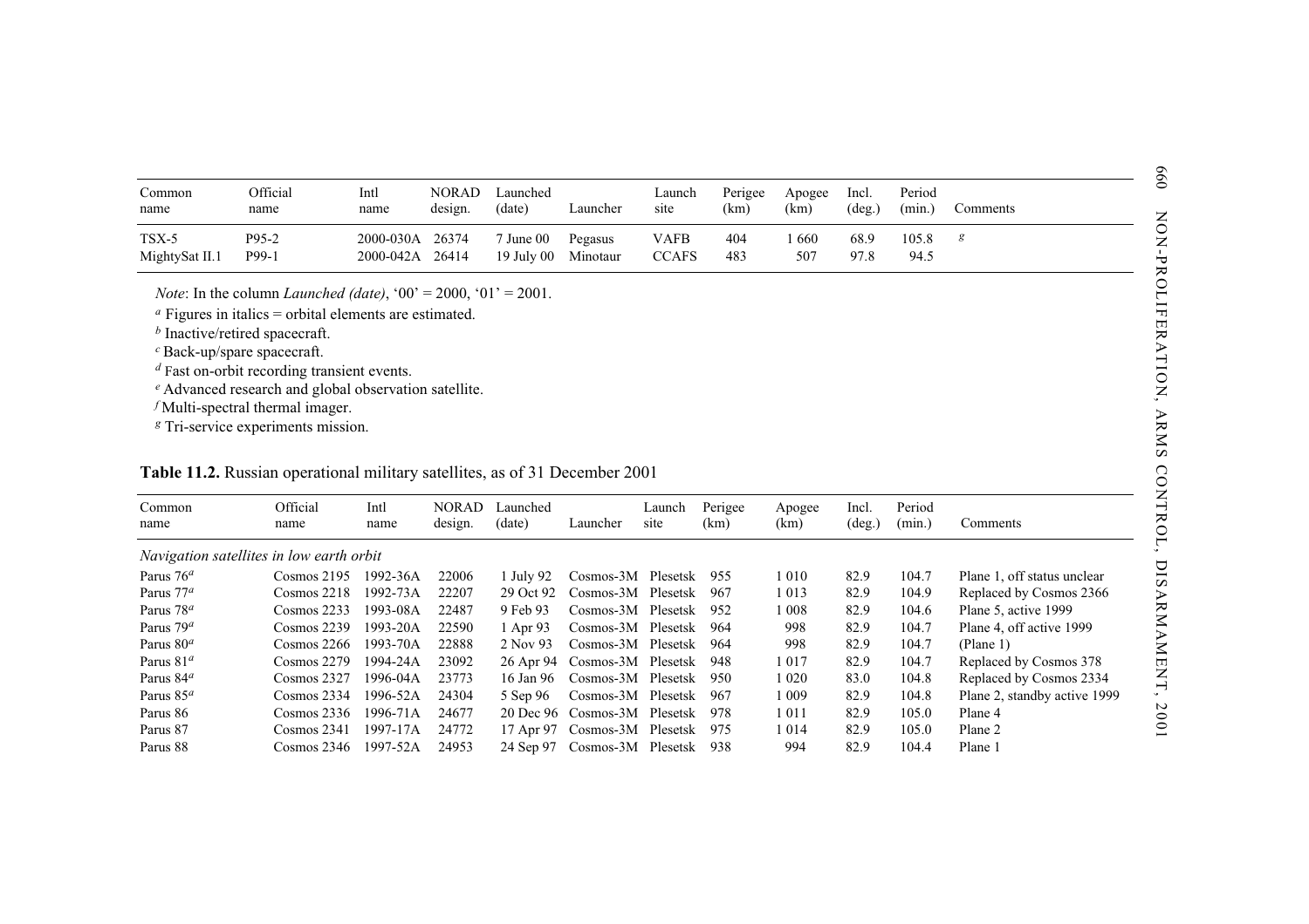| Common name | Official name | Intl name | NORAD design. | Launched (date) | Launcher | Launch site | Perigee (km) | Apogee (km) | Incl. (deg.) | Period (min.) | Comments |
|---|---|---|---|---|---|---|---|---|---|---|---|
| TSX-5 | P95-2 | 2000-030A | 26374 | 7 June 00 | Pegasus | VAFB | 404 | 1 660 | 68.9 | 105.8 | [g] |
| MightySat II.1 | P99-1 | 2000-042A | 26414 | 19 July 00 | Minotaur | CCAFS | 483 | 507 | 97.8 | 94.5 | |

*Note*: In the column *Launched (date)*, '00' = 2000, '01' = 2001.

[a] Figures in italics = orbital elements are estimated.

[b] Inactive/retired spacecraft.

[c] Back-up/spare spacecraft.

[d] Fast on-orbit recording transient events.

[e] Advanced research and global observation satellite.

[f] Multi-spectral thermal imager.

[g] Tri-service experiments mission.

**Table 11.2.** Russian operational military satellites, as of 31 December 2001

| Common name | Official name | Intl name | NORAD design. | Launched (date) | Launcher | Launch site | Perigee (km) | Apogee (km) | Incl. (deg.) | Period (min.) | Comments |
|---|---|---|---|---|---|---|---|---|---|---|---|
| *Navigation satellites in low earth orbit* | | | | | | | | | | | |
| Parus 76[a] | Cosmos 2195 | 1992-36A | 22006 | 1 July 92 | Cosmos-3M | Plesetsk | 955 | 1 010 | 82.9 | 104.7 | Plane 1, off status unclear |
| Parus 77[a] | Cosmos 2218 | 1992-73A | 22207 | 29 Oct 92 | Cosmos-3M | Plesetsk | 967 | 1 013 | 82.9 | 104.9 | Replaced by Cosmos 2366 |
| Parus 78[a] | Cosmos 2233 | 1993-08A | 22487 | 9 Feb 93 | Cosmos-3M | Plesetsk | 952 | 1 008 | 82.9 | 104.6 | Plane 5, active 1999 |
| Parus 79[a] | Cosmos 2239 | 1993-20A | 22590 | 1 Apr 93 | Cosmos-3M | Plesetsk | 964 | 998 | 82.9 | 104.7 | Plane 4, off active 1999 |
| Parus 80[a] | Cosmos 2266 | 1993-70A | 22888 | 2 Nov 93 | Cosmos-3M | Plesetsk | 964 | 998 | 82.9 | 104.7 | (Plane 1) |
| Parus 81[a] | Cosmos 2279 | 1994-24A | 23092 | 26 Apr 94 | Cosmos-3M | Plesetsk | 948 | 1 017 | 82.9 | 104.7 | Replaced by Cosmos 378 |
| Parus 84[a] | Cosmos 2327 | 1996-04A | 23773 | 16 Jan 96 | Cosmos-3M | Plesetsk | 950 | 1 020 | 83.0 | 104.8 | Replaced by Cosmos 2334 |
| Parus 85[a] | Cosmos 2334 | 1996-52A | 24304 | 5 Sep 96 | Cosmos-3M | Plesetsk | 967 | 1 009 | 82.9 | 104.8 | Plane 2, standby active 1999 |
| Parus 86 | Cosmos 2336 | 1996-71A | 24677 | 20 Dec 96 | Cosmos-3M | Plesetsk | 978 | 1 011 | 82.9 | 105.0 | Plane 4 |
| Parus 87 | Cosmos 2341 | 1997-17A | 24772 | 17 Apr 97 | Cosmos-3M | Plesetsk | 975 | 1 014 | 82.9 | 105.0 | Plane 2 |
| Parus 88 | Cosmos 2346 | 1997-52A | 24953 | 24 Sep 97 | Cosmos-3M | Plesetsk | 938 | 994 | 82.9 | 104.4 | Plane 1 |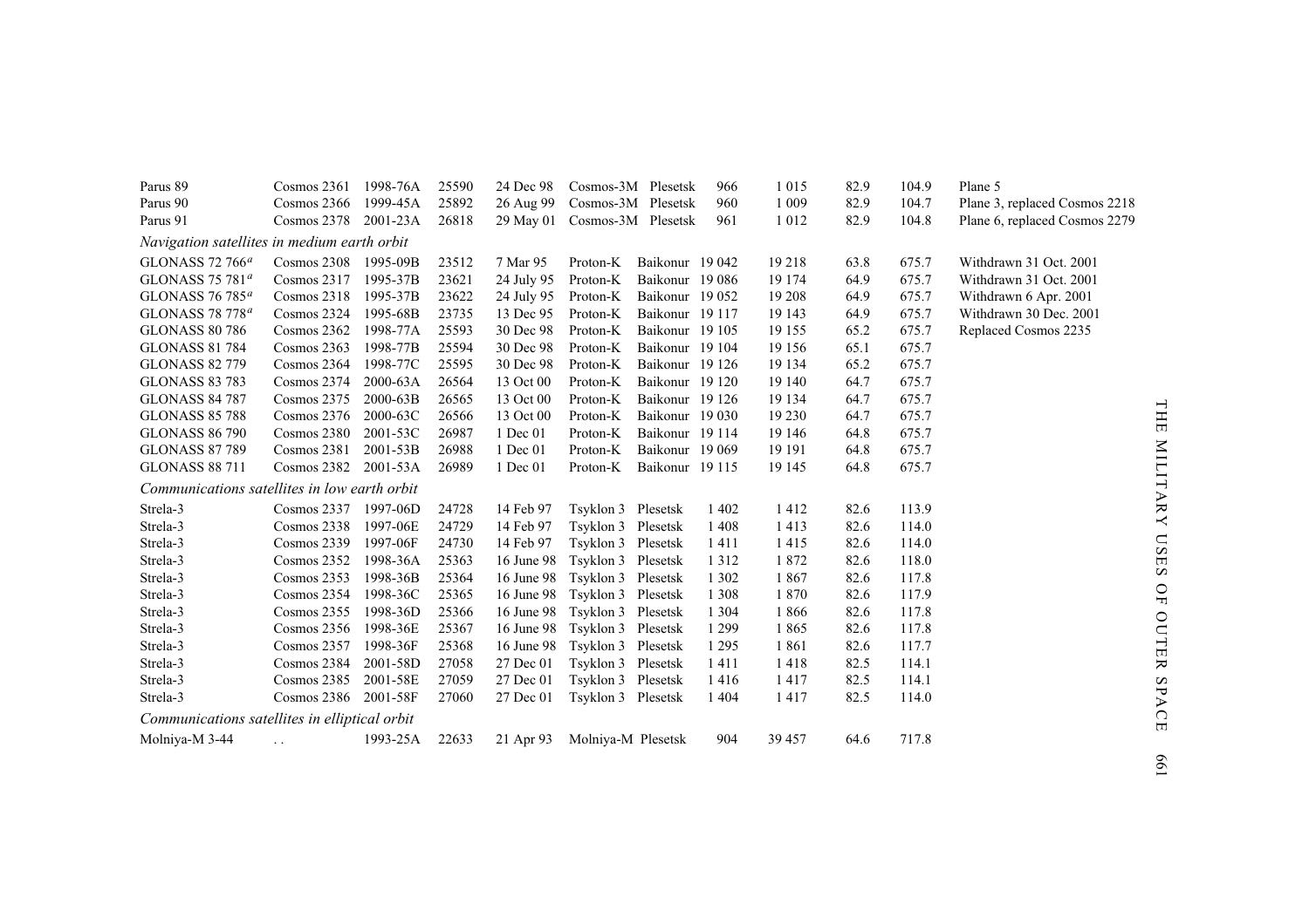| | | | | | | | | | | | |
|---|---|---|---|---|---|---|---|---|---|---|---|
| Parus 89 | Cosmos 2361 | 1998-76A | 25590 | 24 Dec 98 | Cosmos-3M | Plesetsk | 966 | 1 015 | 82.9 | 104.9 | Plane 5 |
| Parus 90 | Cosmos 2366 | 1999-45A | 25892 | 26 Aug 99 | Cosmos-3M | Plesetsk | 960 | 1 009 | 82.9 | 104.7 | Plane 3, replaced Cosmos 2218 |
| Parus 91 | Cosmos 2378 | 2001-23A | 26818 | 29 May 01 | Cosmos-3M | Plesetsk | 961 | 1 012 | 82.9 | 104.8 | Plane 6, replaced Cosmos 2279 |
| *Navigation satellites in medium earth orbit* | | | | | | | | | | | |
| GLONASS 72 766[a] | Cosmos 2308 | 1995-09B | 23512 | 7 Mar 95 | Proton-K | Baikonur | 19 042 | 19 218 | 63.8 | 675.7 | Withdrawn 31 Oct. 2001 |
| GLONASS 75 781[a] | Cosmos 2317 | 1995-37B | 23621 | 24 July 95 | Proton-K | Baikonur | 19 086 | 19 174 | 64.9 | 675.7 | Withdrawn 31 Oct. 2001 |
| GLONASS 76 785[a] | Cosmos 2318 | 1995-37B | 23622 | 24 July 95 | Proton-K | Baikonur | 19 052 | 19 208 | 64.9 | 675.7 | Withdrawn 6 Apr. 2001 |
| GLONASS 78 778[a] | Cosmos 2324 | 1995-68B | 23735 | 13 Dec 95 | Proton-K | Baikonur | 19 117 | 19 143 | 64.9 | 675.7 | Withdrawn 30 Dec. 2001 |
| GLONASS 80 786 | Cosmos 2362 | 1998-77A | 25593 | 30 Dec 98 | Proton-K | Baikonur | 19 105 | 19 155 | 65.2 | 675.7 | Replaced Cosmos 2235 |
| GLONASS 81 784 | Cosmos 2363 | 1998-77B | 25594 | 30 Dec 98 | Proton-K | Baikonur | 19 104 | 19 156 | 65.1 | 675.7 | |
| GLONASS 82 779 | Cosmos 2364 | 1998-77C | 25595 | 30 Dec 98 | Proton-K | Baikonur | 19 126 | 19 134 | 65.2 | 675.7 | |
| GLONASS 83 783 | Cosmos 2374 | 2000-63A | 26564 | 13 Oct 00 | Proton-K | Baikonur | 19 120 | 19 140 | 64.7 | 675.7 | |
| GLONASS 84 787 | Cosmos 2375 | 2000-63B | 26565 | 13 Oct 00 | Proton-K | Baikonur | 19 126 | 19 134 | 64.7 | 675.7 | |
| GLONASS 85 788 | Cosmos 2376 | 2000-63C | 26566 | 13 Oct 00 | Proton-K | Baikonur | 19 030 | 19 230 | 64.7 | 675.7 | |
| GLONASS 86 790 | Cosmos 2380 | 2001-53C | 26987 | 1 Dec 01 | Proton-K | Baikonur | 19 114 | 19 146 | 64.8 | 675.7 | |
| GLONASS 87 789 | Cosmos 2381 | 2001-53B | 26988 | 1 Dec 01 | Proton-K | Baikonur | 19 069 | 19 191 | 64.8 | 675.7 | |
| GLONASS 88 711 | Cosmos 2382 | 2001-53A | 26989 | 1 Dec 01 | Proton-K | Baikonur | 19 115 | 19 145 | 64.8 | 675.7 | |
| *Communications satellites in low earth orbit* | | | | | | | | | | | |
| Strela-3 | Cosmos 2337 | 1997-06D | 24728 | 14 Feb 97 | Tsyklon 3 | Plesetsk | 1 402 | 1 412 | 82.6 | 113.9 | |
| Strela-3 | Cosmos 2338 | 1997-06E | 24729 | 14 Feb 97 | Tsyklon 3 | Plesetsk | 1 408 | 1 413 | 82.6 | 114.0 | |
| Strela-3 | Cosmos 2339 | 1997-06F | 24730 | 14 Feb 97 | Tsyklon 3 | Plesetsk | 1 411 | 1 415 | 82.6 | 114.0 | |
| Strela-3 | Cosmos 2352 | 1998-36A | 25363 | 16 June 98 | Tsyklon 3 | Plesetsk | 1 312 | 1 872 | 82.6 | 118.0 | |
| Strela-3 | Cosmos 2353 | 1998-36B | 25364 | 16 June 98 | Tsyklon 3 | Plesetsk | 1 302 | 1 867 | 82.6 | 117.8 | |
| Strela-3 | Cosmos 2354 | 1998-36C | 25365 | 16 June 98 | Tsyklon 3 | Plesetsk | 1 308 | 1 870 | 82.6 | 117.9 | |
| Strela-3 | Cosmos 2355 | 1998-36D | 25366 | 16 June 98 | Tsyklon 3 | Plesetsk | 1 304 | 1 866 | 82.6 | 117.8 | |
| Strela-3 | Cosmos 2356 | 1998-36E | 25367 | 16 June 98 | Tsyklon 3 | Plesetsk | 1 299 | 1 865 | 82.6 | 117.8 | |
| Strela-3 | Cosmos 2357 | 1998-36F | 25368 | 16 June 98 | Tsyklon 3 | Plesetsk | 1 295 | 1 861 | 82.6 | 117.7 | |
| Strela-3 | Cosmos 2384 | 2001-58D | 27058 | 27 Dec 01 | Tsyklon 3 | Plesetsk | 1 411 | 1 418 | 82.5 | 114.1 | |
| Strela-3 | Cosmos 2385 | 2001-58E | 27059 | 27 Dec 01 | Tsyklon 3 | Plesetsk | 1 416 | 1 417 | 82.5 | 114.1 | |
| Strela-3 | Cosmos 2386 | 2001-58F | 27060 | 27 Dec 01 | Tsyklon 3 | Plesetsk | 1 404 | 1 417 | 82.5 | 114.0 | |
| *Communications satellites in elliptical orbit* | | | | | | | | | | | |
| Molniya-M 3-44 | . . | 1993-25A | 22633 | 21 Apr 93 | Molniya-M | Plesetsk | 904 | 39 457 | 64.6 | 717.8 | |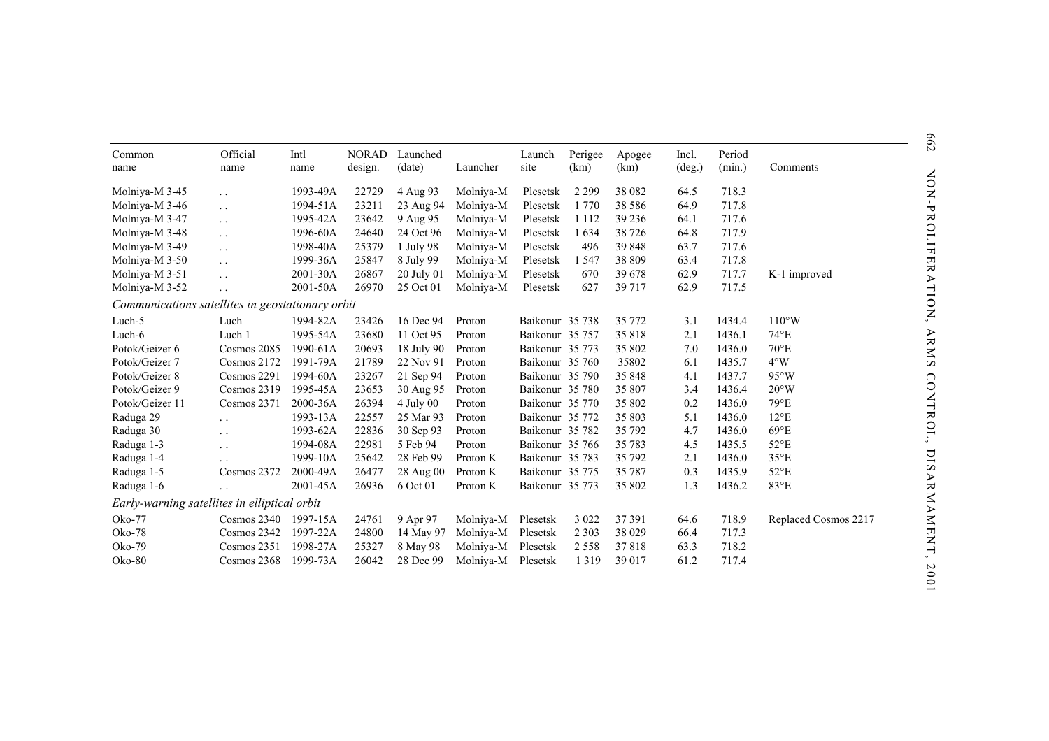| Common name | Official name | Intl name | NORAD design. | Launched (date) | Launcher | Launch site | Perigee (km) | Apogee (km) | Incl. (deg.) | Period (min.) | Comments |
|---|---|---|---|---|---|---|---|---|---|---|---|
| Molniya-M 3-45 | . . | 1993-49A | 22729 | 4 Aug 93 | Molniya-M | Plesetsk | 2 299 | 38 082 | 64.5 | 718.3 | |
| Molniya-M 3-46 | . . | 1994-51A | 23211 | 23 Aug 94 | Molniya-M | Plesetsk | 1 770 | 38 586 | 64.9 | 717.8 | |
| Molniya-M 3-47 | . . | 1995-42A | 23642 | 9 Aug 95 | Molniya-M | Plesetsk | 1 112 | 39 236 | 64.1 | 717.6 | |
| Molniya-M 3-48 | . . | 1996-60A | 24640 | 24 Oct 96 | Molniya-M | Plesetsk | 1 634 | 38 726 | 64.8 | 717.9 | |
| Molniya-M 3-49 | . . | 1998-40A | 25379 | 1 July 98 | Molniya-M | Plesetsk | 496 | 39 848 | 63.7 | 717.6 | |
| Molniya-M 3-50 | . . | 1999-36A | 25847 | 8 July 99 | Molniya-M | Plesetsk | 1 547 | 38 809 | 63.4 | 717.8 | |
| Molniya-M 3-51 | . . | 2001-30A | 26867 | 20 July 01 | Molniya-M | Plesetsk | 670 | 39 678 | 62.9 | 717.7 | K-1 improved |
| Molniya-M 3-52 | . . | 2001-50A | 26970 | 25 Oct 01 | Molniya-M | Plesetsk | 627 | 39 717 | 62.9 | 717.5 | |
| *Communications satellites in geostationary orbit* | | | | | | | | | | | |
| Luch-5 | Luch | 1994-82A | 23426 | 16 Dec 94 | Proton | Baikonur | 35 738 | 35 772 | 3.1 | 1434.4 | 110°W |
| Luch-6 | Luch 1 | 1995-54A | 23680 | 11 Oct 95 | Proton | Baikonur | 35 757 | 35 818 | 2.1 | 1436.1 | 74°E |
| Potok/Geizer 6 | Cosmos 2085 | 1990-61A | 20693 | 18 July 90 | Proton | Baikonur | 35 773 | 35 802 | 7.0 | 1436.0 | 70°E |
| Potok/Geizer 7 | Cosmos 2172 | 1991-79A | 21789 | 22 Nov 91 | Proton | Baikonur | 35 760 | 35802 | 6.1 | 1435.7 | 4°W |
| Potok/Geizer 8 | Cosmos 2291 | 1994-60A | 23267 | 21 Sep 94 | Proton | Baikonur | 35 790 | 35 848 | 4.1 | 1437.7 | 95°W |
| Potok/Geizer 9 | Cosmos 2319 | 1995-45A | 23653 | 30 Aug 95 | Proton | Baikonur | 35 780 | 35 807 | 3.4 | 1436.4 | 20°W |
| Potok/Geizer 11 | Cosmos 2371 | 2000-36A | 26394 | 4 July 00 | Proton | Baikonur | 35 770 | 35 802 | 0.2 | 1436.0 | 79°E |
| Raduga 29 | . . | 1993-13A | 22557 | 25 Mar 93 | Proton | Baikonur | 35 772 | 35 803 | 5.1 | 1436.0 | 12°E |
| Raduga 30 | . . | 1993-62A | 22836 | 30 Sep 93 | Proton | Baikonur | 35 782 | 35 792 | 4.7 | 1436.0 | 69°E |
| Raduga 1-3 | . . | 1994-08A | 22981 | 5 Feb 94 | Proton | Baikonur | 35 766 | 35 783 | 4.5 | 1435.5 | 52°E |
| Raduga 1-4 | . . | 1999-10A | 25642 | 28 Feb 99 | Proton K | Baikonur | 35 783 | 35 792 | 2.1 | 1436.0 | 35°E |
| Raduga 1-5 | Cosmos 2372 | 2000-49A | 26477 | 28 Aug 00 | Proton K | Baikonur | 35 775 | 35 787 | 0.3 | 1435.9 | 52°E |
| Raduga 1-6 | . . | 2001-45A | 26936 | 6 Oct 01 | Proton K | Baikonur | 35 773 | 35 802 | 1.3 | 1436.2 | 83°E |
| *Early-warning satellites in elliptical orbit* | | | | | | | | | | | |
| Oko-77 | Cosmos 2340 | 1997-15A | 24761 | 9 Apr 97 | Molniya-M | Plesetsk | 3 022 | 37 391 | 64.6 | 718.9 | Replaced Cosmos 2217 |
| Oko-78 | Cosmos 2342 | 1997-22A | 24800 | 14 May 97 | Molniya-M | Plesetsk | 2 303 | 38 029 | 66.4 | 717.3 | |
| Oko-79 | Cosmos 2351 | 1998-27A | 25327 | 8 May 98 | Molniya-M | Plesetsk | 2 558 | 37 818 | 63.3 | 718.2 | |
| Oko-80 | Cosmos 2368 | 1999-73A | 26042 | 28 Dec 99 | Molniya-M | Plesetsk | 1 319 | 39 017 | 61.2 | 717.4 | |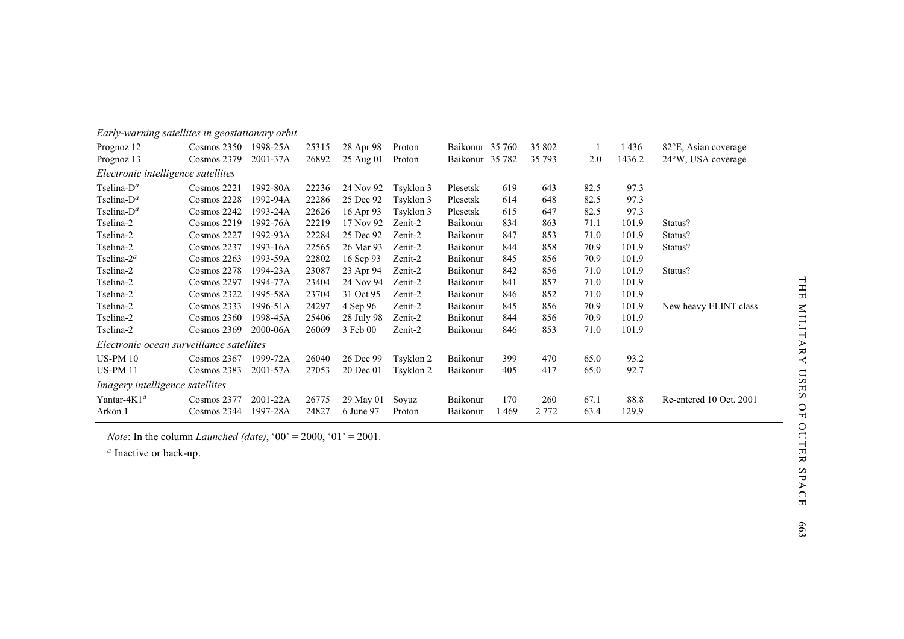| | | | | | | | | | | | |
|---|---|---|---|---|---|---|---|---|---|---|---|
| *Early-warning satellites in geostationary orbit* | | | | | | | | | | | |
| Prognoz 12 | Cosmos 2350 | 1998-25A | 25315 | 28 Apr 98 | Proton | Baikonur | 35 760 | 35 802 | 1 | 1 436 | 82°E, Asian coverage |
| Prognoz 13 | Cosmos 2379 | 2001-37A | 26892 | 25 Aug 01 | Proton | Baikonur | 35 782 | 35 793 | 2.0 | 1436.2 | 24°W, USA coverage |
| *Electronic intelligence satellites* | | | | | | | | | | | |
| Tselina-D[a] | Cosmos 2221 | 1992-80A | 22236 | 24 Nov 92 | Tsyklon 3 | Plesetsk | 619 | 643 | 82.5 | 97.3 | |
| Tselina-D[a] | Cosmos 2228 | 1992-94A | 22286 | 25 Dec 92 | Tsyklon 3 | Plesetsk | 614 | 648 | 82.5 | 97.3 | |
| Tselina-D[a] | Cosmos 2242 | 1993-24A | 22626 | 16 Apr 93 | Tsyklon 3 | Plesetsk | 615 | 647 | 82.5 | 97.3 | |
| Tselina-2 | Cosmos 2219 | 1992-76A | 22219 | 17 Nov 92 | Zenit-2 | Baikonur | 834 | 863 | 71.1 | 101.9 | Status? |
| Tselina-2 | Cosmos 2227 | 1992-93A | 22284 | 25 Dec 92 | Zenit-2 | Baikonur | 847 | 853 | 71.0 | 101.9 | Status? |
| Tselina-2 | Cosmos 2237 | 1993-16A | 22565 | 26 Mar 93 | Zenit-2 | Baikonur | 844 | 858 | 70.9 | 101.9 | Status? |
| Tselina-2[a] | Cosmos 2263 | 1993-59A | 22802 | 16 Sep 93 | Zenit-2 | Baikonur | 845 | 856 | 70.9 | 101.9 | |
| Tselina-2 | Cosmos 2278 | 1994-23A | 23087 | 23 Apr 94 | Zenit-2 | Baikonur | 842 | 856 | 71.0 | 101.9 | Status? |
| Tselina-2 | Cosmos 2297 | 1994-77A | 23404 | 24 Nov 94 | Zenit-2 | Baikonur | 841 | 857 | 71.0 | 101.9 | |
| Tselina-2 | Cosmos 2322 | 1995-58A | 23704 | 31 Oct 95 | Zenit-2 | Baikonur | 846 | 852 | 71.0 | 101.9 | |
| Tselina-2 | Cosmos 2333 | 1996-51A | 24297 | 4 Sep 96 | Zenit-2 | Baikonur | 845 | 856 | 70.9 | 101.9 | New heavy ELINT class |
| Tselina-2 | Cosmos 2360 | 1998-45A | 25406 | 28 July 98 | Zenit-2 | Baikonur | 844 | 856 | 70.9 | 101.9 | |
| Tselina-2 | Cosmos 2369 | 2000-06A | 26069 | 3 Feb 00 | Zenit-2 | Baikonur | 846 | 853 | 71.0 | 101.9 | |
| *Electronic ocean surveillance satellites* | | | | | | | | | | | |
| US-PM 10 | Cosmos 2367 | 1999-72A | 26040 | 26 Dec 99 | Tsyklon 2 | Baikonur | 399 | 470 | 65.0 | 93.2 | |
| US-PM 11 | Cosmos 2383 | 2001-57A | 27053 | 20 Dec 01 | Tsyklon 2 | Baikonur | 405 | 417 | 65.0 | 92.7 | |
| *Imagery intelligence satellites* | | | | | | | | | | | |
| Yantar-4K1[a] | Cosmos 2377 | 2001-22A | 26775 | 29 May 01 | Soyuz | Baikonur | 170 | 260 | 67.1 | 88.8 | Re-entered 10 Oct. 2001 |
| Arkon 1 | Cosmos 2344 | 1997-28A | 24827 | 6 June 97 | Proton | Baikonur | 1 469 | 2 772 | 63.4 | 129.9 | |

*Note*: In the column *Launched (date)*, '00' = 2000, '01' = 2001.

[a] Inactive or back-up.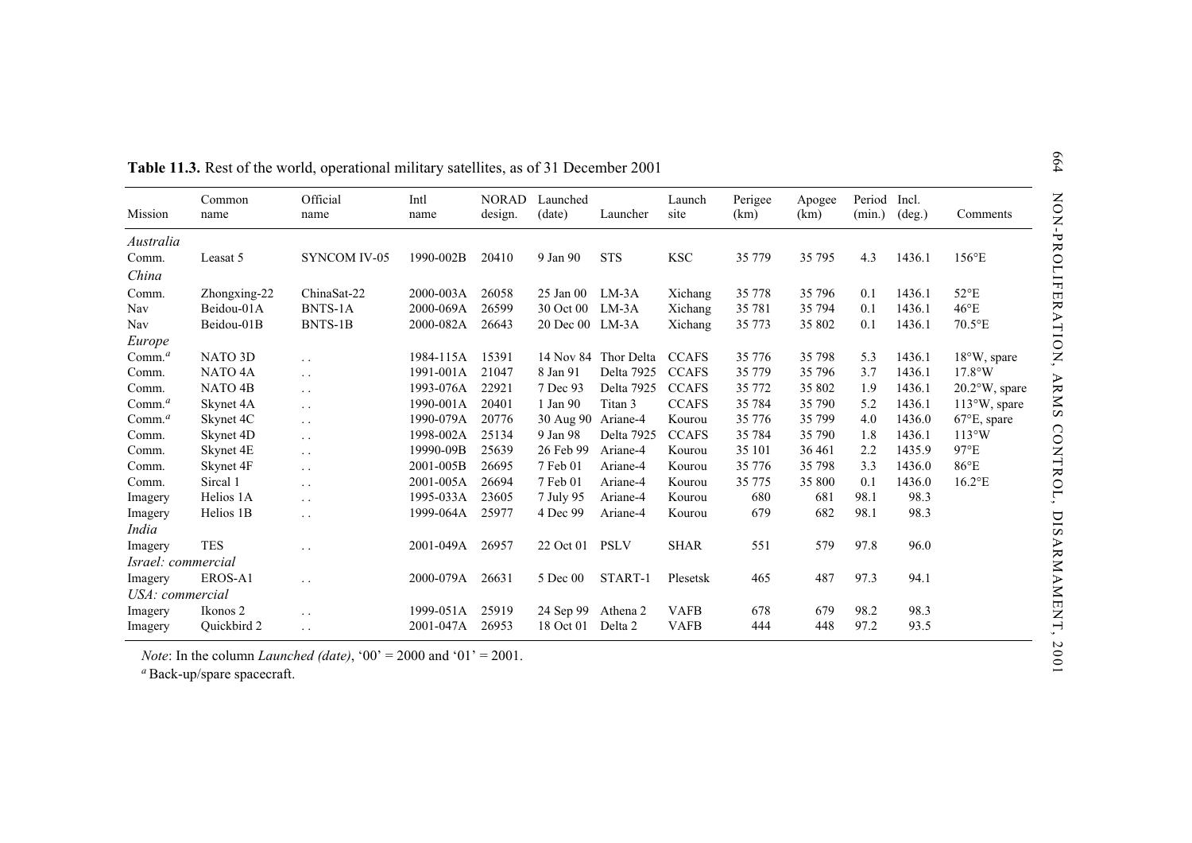**Table 11.3.** Rest of the world, operational military satellites, as of 31 December 2001

| Mission | Common name | Official name | Intl name | NORAD design. | Launched (date) | Launcher | Launch site | Perigee (km) | Apogee (km) | Period (min.) | Incl. (deg.) | Comments |
|---|---|---|---|---|---|---|---|---|---|---|---|---|
| *Australia* | | | | | | | | | | | | |
| Comm. | Leasat 5 | SYNCOM IV-05 | 1990-002B | 20410 | 9 Jan 90 | STS | KSC | 35 779 | 35 795 | 4.3 | 1436.1 | 156°E |
| *China* | | | | | | | | | | | | |
| Comm. | Zhongxing-22 | ChinaSat-22 | 2000-003A | 26058 | 25 Jan 00 | LM-3A | Xichang | 35 778 | 35 796 | 0.1 | 1436.1 | 52°E |
| Nav | Beidou-01A | BNTS-1A | 2000-069A | 26599 | 30 Oct 00 | LM-3A | Xichang | 35 781 | 35 794 | 0.1 | 1436.1 | 46°E |
| Nav | Beidou-01B | BNTS-1B | 2000-082A | 26643 | 20 Dec 00 | LM-3A | Xichang | 35 773 | 35 802 | 0.1 | 1436.1 | 70.5°E |
| *Europe* | | | | | | | | | | | | |
| Comm.[a] | NATO 3D | . . | 1984-115A | 15391 | 14 Nov 84 | Thor Delta | CCAFS | 35 776 | 35 798 | 5.3 | 1436.1 | 18°W, spare |
| Comm. | NATO 4A | . . | 1991-001A | 21047 | 8 Jan 91 | Delta 7925 | CCAFS | 35 779 | 35 796 | 3.7 | 1436.1 | 17.8°W |
| Comm. | NATO 4B | . . | 1993-076A | 22921 | 7 Dec 93 | Delta 7925 | CCAFS | 35 772 | 35 802 | 1.9 | 1436.1 | 20.2°W, spare |
| Comm.[a] | Skynet 4A | . . | 1990-001A | 20401 | 1 Jan 90 | Titan 3 | CCAFS | 35 784 | 35 790 | 5.2 | 1436.1 | 113°W, spare |
| Comm.[a] | Skynet 4C | . . | 1990-079A | 20776 | 30 Aug 90 | Ariane-4 | Kourou | 35 776 | 35 799 | 4.0 | 1436.0 | 67°E, spare |
| Comm. | Skynet 4D | . . | 1998-002A | 25134 | 9 Jan 98 | Delta 7925 | CCAFS | 35 784 | 35 790 | 1.8 | 1436.1 | 113°W |
| Comm. | Skynet 4E | . . | 19990-09B | 25639 | 26 Feb 99 | Ariane-4 | Kourou | 35 101 | 36 461 | 2.2 | 1435.9 | 97°E |
| Comm. | Skynet 4F | . . | 2001-005B | 26695 | 7 Feb 01 | Ariane-4 | Kourou | 35 776 | 35 798 | 3.3 | 1436.0 | 86°E |
| Comm. | Sircal 1 | . . | 2001-005A | 26694 | 7 Feb 01 | Ariane-4 | Kourou | 35 775 | 35 800 | 0.1 | 1436.0 | 16.2°E |
| Imagery | Helios 1A | . . | 1995-033A | 23605 | 7 July 95 | Ariane-4 | Kourou | 680 | 681 | 98.1 | 98.3 | |
| Imagery | Helios 1B | . . | 1999-064A | 25977 | 4 Dec 99 | Ariane-4 | Kourou | 679 | 682 | 98.1 | 98.3 | |
| *India* | | | | | | | | | | | | |
| Imagery | TES | . . | 2001-049A | 26957 | 22 Oct 01 | PSLV | SHAR | 551 | 579 | 97.8 | 96.0 | |
| *Israel: commercial* | | | | | | | | | | | | |
| Imagery | EROS-A1 | . . | 2000-079A | 26631 | 5 Dec 00 | START-1 | Plesetsk | 465 | 487 | 97.3 | 94.1 | |
| *USA: commercial* | | | | | | | | | | | | |
| Imagery | Ikonos 2 | . . | 1999-051A | 25919 | 24 Sep 99 | Athena 2 | VAFB | 678 | 679 | 98.2 | 98.3 | |
| Imagery | Quickbird 2 | . . | 2001-047A | 26953 | 18 Oct 01 | Delta 2 | VAFB | 444 | 448 | 97.2 | 93.5 | |

*Note*: In the column *Launched (date)*, '00' = 2000 and '01' = 2001.

[a] Back-up/spare spacecraft.